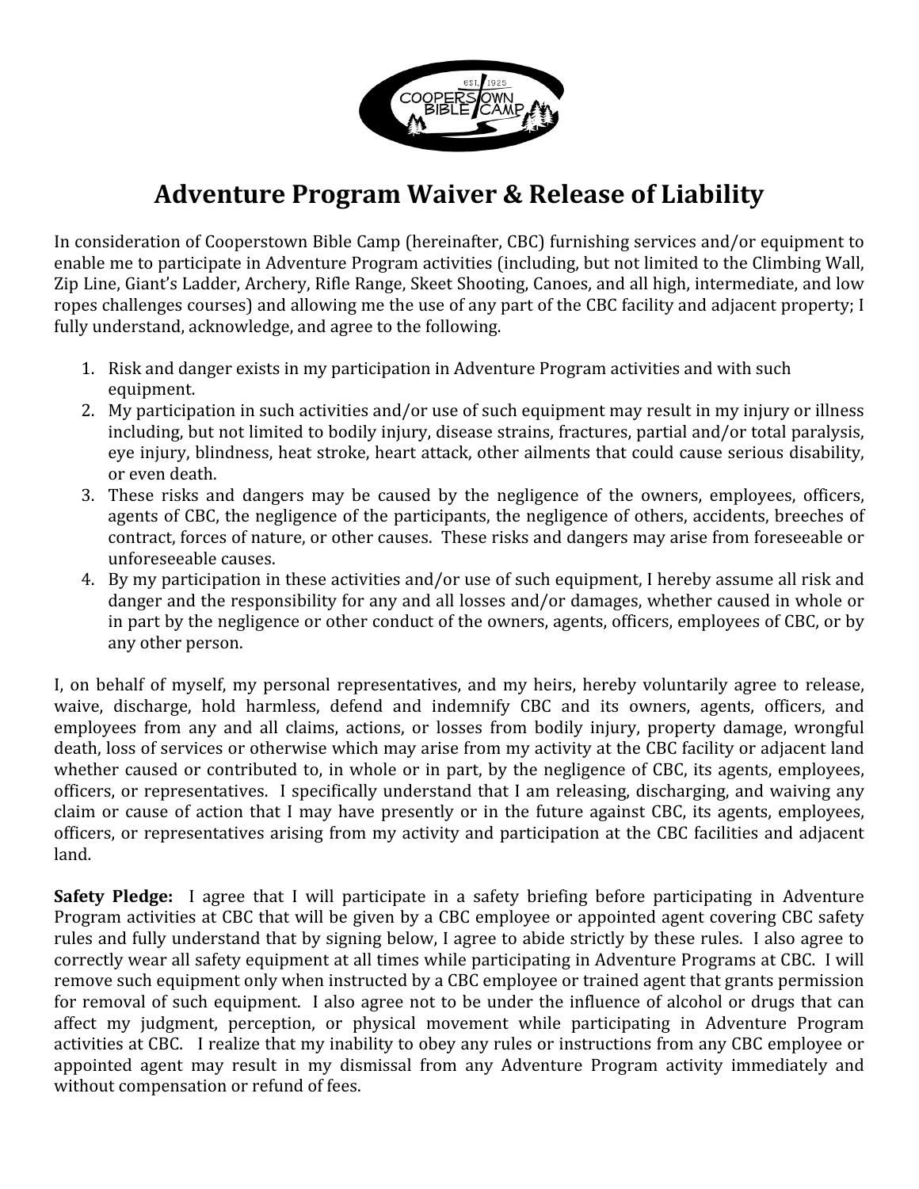# Adventure Program Waiver & Release of Liability

In consideration of Cooperstown Bible Camp (hereinafter, CBC) furnishing services and/or equipment to enable me to participate in Adventure Program activities (including, but not limited to the Climbing Wall, Zip Line, Giant's Ladder, Archery, Rifle Range, Skeet Shooting, Canoes, and all high, intermediate, and low ropes challenges courses) and allowing me the use of any part of the CBC facility and adjacent property; I fully understand, acknowledge, and agree to the following.

1. Risk and danger exists in my participation in Adventure Program activities and with such equipment.
2. My participation in such activities and/or use of such equipment may result in my injury or illness including, but not limited to bodily injury, disease strains, fractures, partial and/or total paralysis, eye injury, blindness, heat stroke, heart attack, other ailments that could cause serious disability, or even death.
3. These risks and dangers may be caused by the negligence of the owners, employees, officers, agents of CBC, the negligence of the participants, the negligence of others, accidents, breeches of contract, forces of nature, or other causes. These risks and dangers may arise from foreseeable or unforeseeable causes.
4. By my participation in these activities and/or use of such equipment, I hereby assume all risk and danger and the responsibility for any and all losses and/or damages, whether caused in whole or in part by the negligence or other conduct of the owners, agents, officers, employees of CBC, or by any other person.

I, on behalf of myself, my personal representatives, and my heirs, hereby voluntarily agree to release, waive, discharge, hold harmless, defend and indemnify CBC and its owners, agents, officers, and employees from any and all claims, actions, or losses from bodily injury, property damage, wrongful death, loss of services or otherwise which may arise from my activity at the CBC facility or adjacent land whether caused or contributed to, in whole or in part, by the negligence of CBC, its agents, employees, officers, or representatives. I specifically understand that I am releasing, discharging, and waiving any claim or cause of action that I may have presently or in the future against CBC, its agents, employees, officers, or representatives arising from my activity and participation at the CBC facilities and adjacent land.

**Safety Pledge:** I agree that I will participate in a safety briefing before participating in Adventure Program activities at CBC that will be given by a CBC employee or appointed agent covering CBC safety rules and fully understand that by signing below, I agree to abide strictly by these rules. I also agree to correctly wear all safety equipment at all times while participating in Adventure Programs at CBC. I will remove such equipment only when instructed by a CBC employee or trained agent that grants permission for removal of such equipment. I also agree not to be under the influence of alcohol or drugs that can affect my judgment, perception, or physical movement while participating in Adventure Program activities at CBC. I realize that my inability to obey any rules or instructions from any CBC employee or appointed agent may result in my dismissal from any Adventure Program activity immediately and without compensation or refund of fees.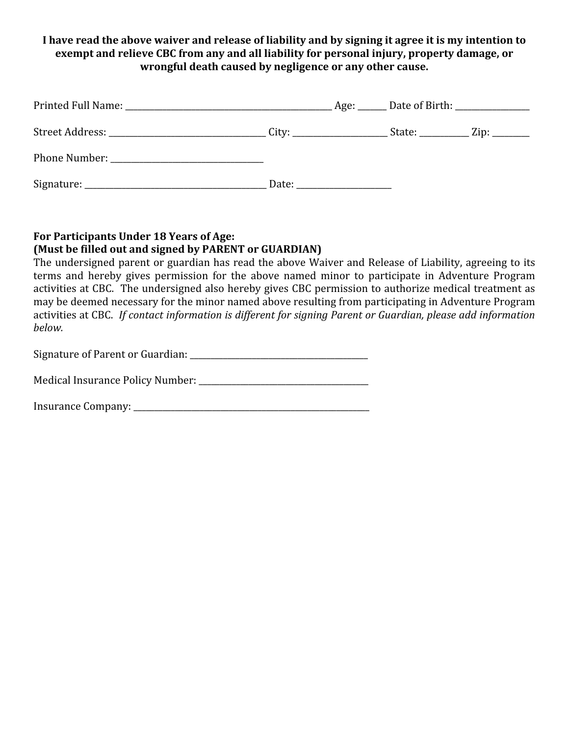**I have read the above waiver and release of liability and by signing it agree it is my intention to exempt and relieve CBC from any and all liability for personal injury, property damage, or wrongful death caused by negligence or any other cause.**

Printed Full Name: ________________________________________________ Age: _______ Date of Birth: __________________

Street Address: _____________________________________ City: ______________________ State: ____________ Zip: _________

Phone Number: ____________________________________

Signature: ___________________________________________ Date: ______________________

**For Participants Under 18 Years of Age:**
**(Must be filled out and signed by PARENT or GUARDIAN)**

The undersigned parent or guardian has read the above Waiver and Release of Liability, agreeing to its terms and hereby gives permission for the above named minor to participate in Adventure Program activities at CBC. The undersigned also hereby gives CBC permission to authorize medical treatment as may be deemed necessary for the minor named above resulting from participating in Adventure Program activities at CBC. *If contact information is different for signing Parent or Guardian, please add information below.*

Signature of Parent or Guardian: __________________________________________

Medical Insurance Policy Number: _________________________________________

Insurance Company: __________________________________________________________